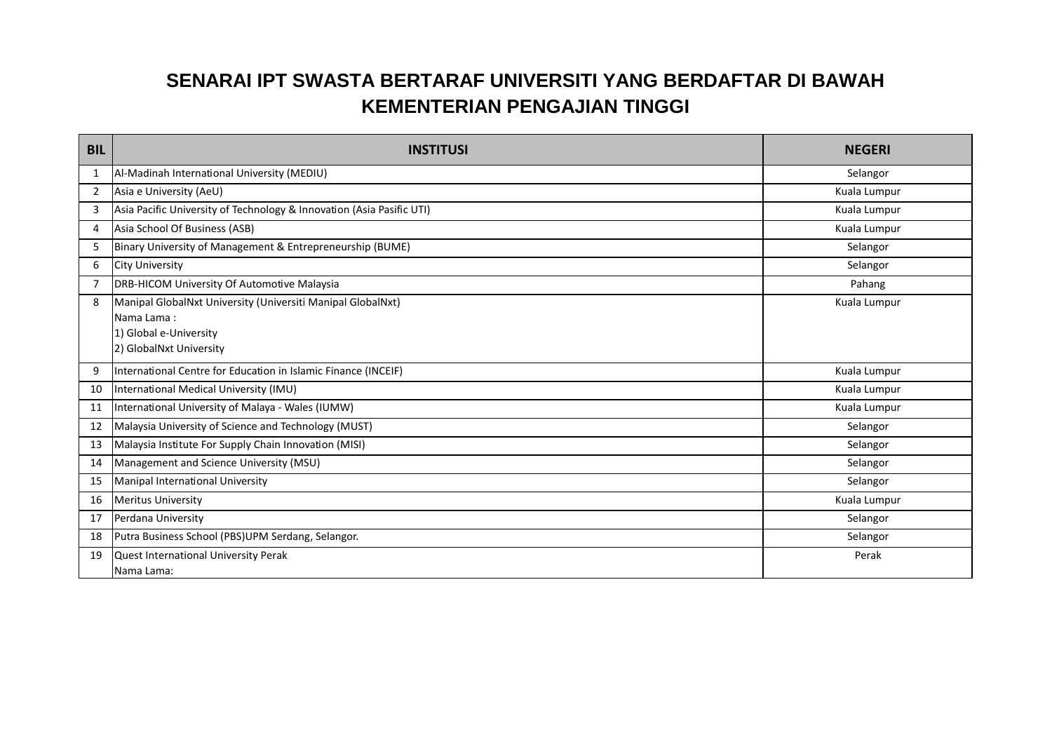# SENARAI IPT SWASTA BERTARAF UNIVERSITI YANG BERDAFTAR DI BAWAH KEMENTERIAN PENGAJIAN TINGGI

| BIL | INSTITUSI | NEGERI |
|---|---|---|
| 1 | Al-Madinah International University (MEDIU) | Selangor |
| 2 | Asia e University (AeU) | Kuala Lumpur |
| 3 | Asia Pacific University of Technology & Innovation (Asia Pasific UTI) | Kuala Lumpur |
| 4 | Asia School Of Business (ASB) | Kuala Lumpur |
| 5 | Binary University of Management & Entrepreneurship (BUME) | Selangor |
| 6 | City University | Selangor |
| 7 | DRB-HICOM University Of Automotive Malaysia | Pahang |
| 8 | Manipal GlobalNxt University (Universiti Manipal GlobalNxt)<br>Nama Lama :<br>1) Global e-University<br>2) GlobalNxt University | Kuala Lumpur |
| 9 | International Centre for Education in Islamic Finance (INCEIF) | Kuala Lumpur |
| 10 | International Medical University (IMU) | Kuala Lumpur |
| 11 | International University of Malaya - Wales (IUMW) | Kuala Lumpur |
| 12 | Malaysia University of Science and Technology (MUST) | Selangor |
| 13 | Malaysia Institute For Supply Chain Innovation (MISI) | Selangor |
| 14 | Management and Science University (MSU) | Selangor |
| 15 | Manipal International University | Selangor |
| 16 | Meritus University | Kuala Lumpur |
| 17 | Perdana University | Selangor |
| 18 | Putra Business School (PBS)UPM Serdang, Selangor. | Selangor |
| 19 | Quest International University Perak<br>Nama Lama: | Perak |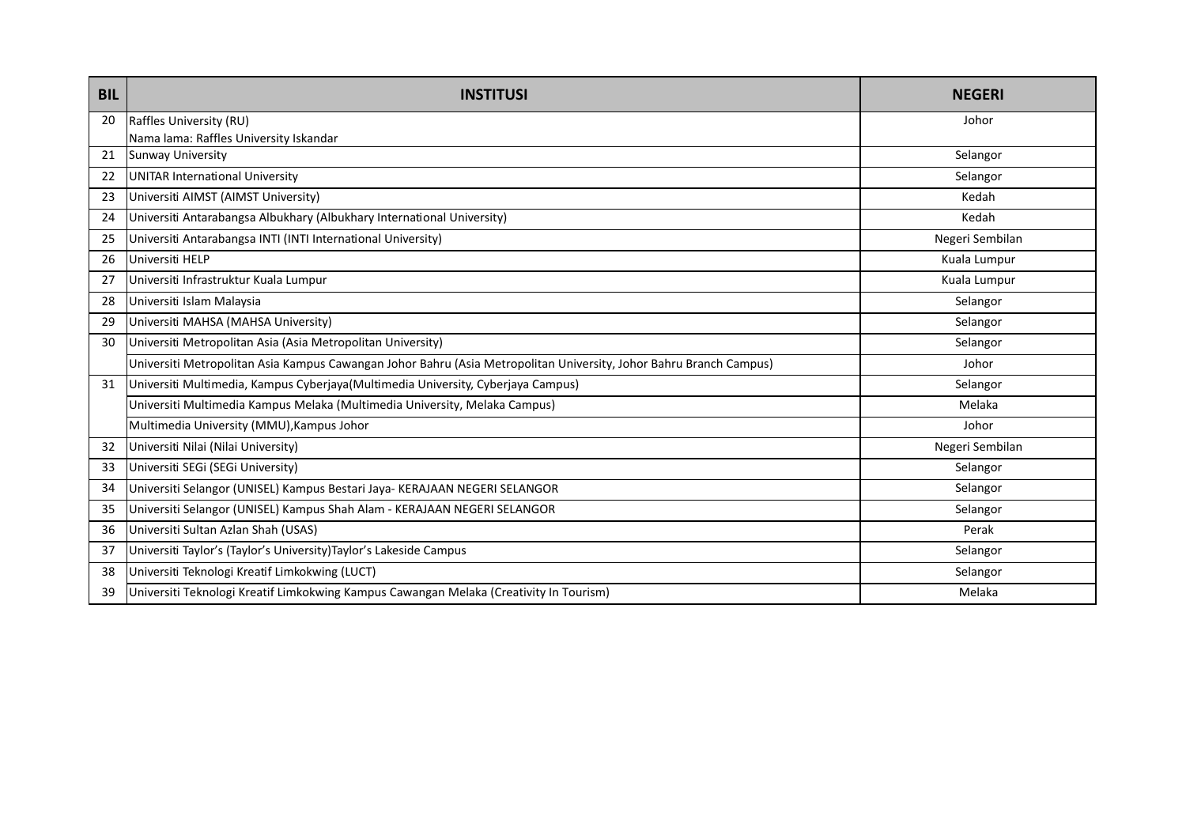| BIL | INSTITUSI | NEGERI |
|---|---|---|
| 20 | Raffles University (RU)<br>Nama lama: Raffles University Iskandar | Johor |
| 21 | Sunway University | Selangor |
| 22 | UNITAR International University | Selangor |
| 23 | Universiti AIMST (AIMST University) | Kedah |
| 24 | Universiti Antarabangsa Albukhary (Albukhary International University) | Kedah |
| 25 | Universiti Antarabangsa INTI (INTI International University) | Negeri Sembilan |
| 26 | Universiti HELP | Kuala Lumpur |
| 27 | Universiti Infrastruktur Kuala Lumpur | Kuala Lumpur |
| 28 | Universiti Islam Malaysia | Selangor |
| 29 | Universiti MAHSA (MAHSA University) | Selangor |
| 30 | Universiti Metropolitan Asia (Asia Metropolitan University) | Selangor |
| | Universiti Metropolitan Asia Kampus Cawangan Johor Bahru (Asia Metropolitan University, Johor Bahru Branch Campus) | Johor |
| 31 | Universiti Multimedia, Kampus Cyberjaya(Multimedia University, Cyberjaya Campus) | Selangor |
| | Universiti Multimedia Kampus Melaka (Multimedia University, Melaka Campus) | Melaka |
| | Multimedia University (MMU),Kampus Johor | Johor |
| 32 | Universiti Nilai (Nilai University) | Negeri Sembilan |
| 33 | Universiti SEGi (SEGi University) | Selangor |
| 34 | Universiti Selangor (UNISEL) Kampus Bestari Jaya- KERAJAAN NEGERI SELANGOR | Selangor |
| 35 | Universiti Selangor (UNISEL) Kampus Shah Alam - KERAJAAN NEGERI SELANGOR | Selangor |
| 36 | Universiti Sultan Azlan Shah (USAS) | Perak |
| 37 | Universiti Taylor's (Taylor's University)Taylor's Lakeside Campus | Selangor |
| 38 | Universiti Teknologi Kreatif Limkokwing (LUCT) | Selangor |
| 39 | Universiti Teknologi Kreatif Limkokwing Kampus Cawangan Melaka (Creativity In Tourism) | Melaka |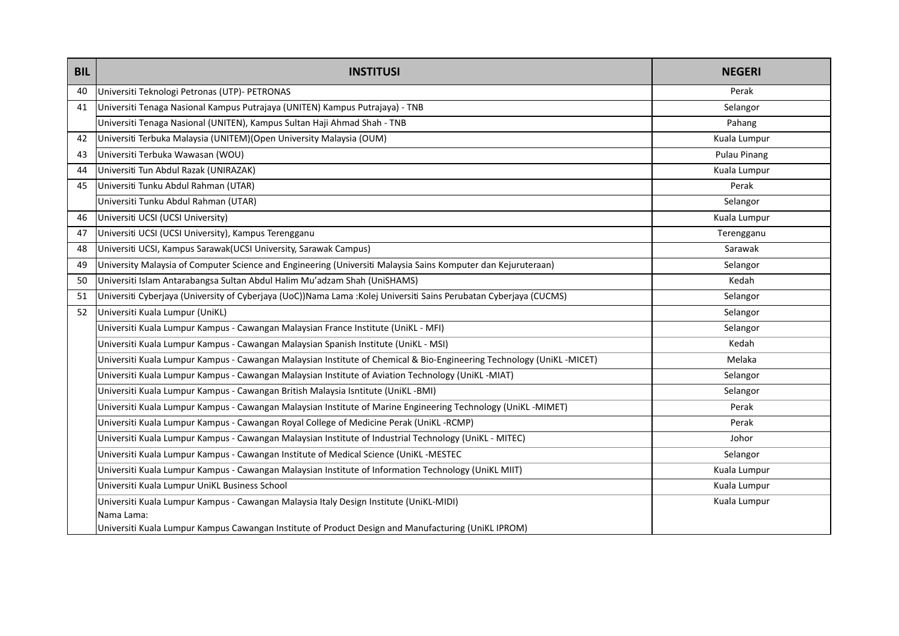| BIL | INSTITUSI | NEGERI |
|---|---|---|
| 40 | Universiti Teknologi Petronas (UTP)- PETRONAS | Perak |
| 41 | Universiti Tenaga Nasional Kampus Putrajaya (UNITEN) Kampus Putrajaya) - TNB | Selangor |
| | Universiti Tenaga Nasional (UNITEN), Kampus Sultan Haji Ahmad Shah - TNB | Pahang |
| 42 | Universiti Terbuka Malaysia (UNITEM)(Open University Malaysia (OUM) | Kuala Lumpur |
| 43 | Universiti Terbuka Wawasan (WOU) | Pulau Pinang |
| 44 | Universiti Tun Abdul Razak (UNIRAZAK) | Kuala Lumpur |
| 45 | Universiti Tunku Abdul Rahman (UTAR) | Perak |
| | Universiti Tunku Abdul Rahman (UTAR) | Selangor |
| 46 | Universiti UCSI (UCSI University) | Kuala Lumpur |
| 47 | Universiti UCSI (UCSI University), Kampus Terengganu | Terengganu |
| 48 | Universiti UCSI, Kampus Sarawak(UCSI University, Sarawak Campus) | Sarawak |
| 49 | University Malaysia of Computer Science and Engineering (Universiti Malaysia Sains Komputer dan Kejuruteraan) | Selangor |
| 50 | Universiti Islam Antarabangsa Sultan Abdul Halim Mu'adzam Shah (UniSHAMS) | Kedah |
| 51 | Universiti Cyberjaya (University of Cyberjaya (UoC))Nama Lama :Kolej Universiti Sains Perubatan Cyberjaya (CUCMS) | Selangor |
| 52 | Universiti Kuala Lumpur (UniKL) | Selangor |
| | Universiti Kuala Lumpur Kampus - Cawangan Malaysian France Institute (UniKL - MFI) | Selangor |
| | Universiti Kuala Lumpur Kampus - Cawangan Malaysian Spanish Institute (UniKL - MSI) | Kedah |
| | Universiti Kuala Lumpur Kampus - Cawangan Malaysian Institute of Chemical & Bio-Engineering Technology (UniKL -MICET) | Melaka |
| | Universiti Kuala Lumpur Kampus - Cawangan Malaysian Institute of Aviation Technology (UniKL -MIAT) | Selangor |
| | Universiti Kuala Lumpur Kampus - Cawangan British Malaysia Isntitute (UniKL -BMI) | Selangor |
| | Universiti Kuala Lumpur Kampus - Cawangan Malaysian Institute of Marine Engineering Technology (UniKL -MIMET) | Perak |
| | Universiti Kuala Lumpur Kampus - Cawangan Royal College of Medicine Perak (UniKL -RCMP) | Perak |
| | Universiti Kuala Lumpur Kampus - Cawangan Malaysian Institute of Industrial Technology (UniKL - MITEC) | Johor |
| | Universiti Kuala Lumpur Kampus - Cawangan Institute of Medical Science (UniKL -MESTEC | Selangor |
| | Universiti Kuala Lumpur Kampus - Cawangan Malaysian Institute of Information Technology (UniKL MIIT) | Kuala Lumpur |
| | Universiti Kuala Lumpur UniKL Business School | Kuala Lumpur |
| | Universiti Kuala Lumpur Kampus - Cawangan Malaysia Italy Design Institute (UniKL-MIDI) Nama Lama: Universiti Kuala Lumpur Kampus Cawangan Institute of Product Design and Manufacturing (UniKL IPROM) | Kuala Lumpur |